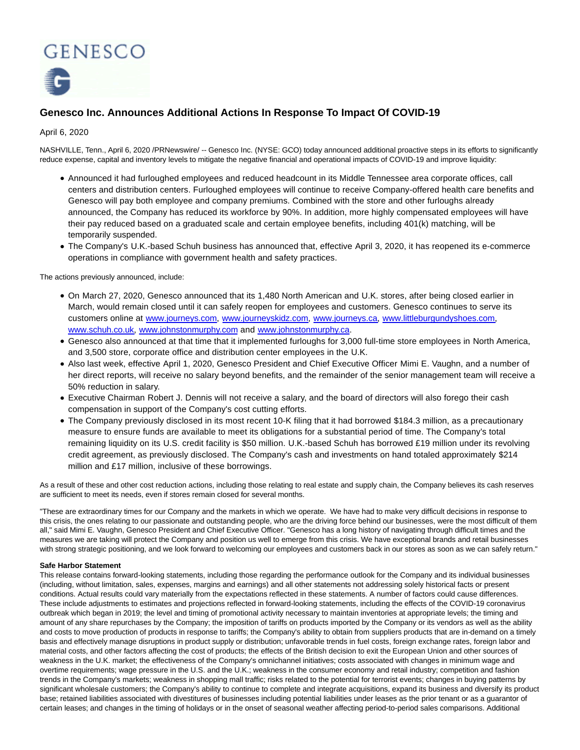# Genesco Inc. Announces Additional Actions In Response To Impact Of COVID-19

April 6, 2020

NASHVILLE, Tenn., April 6, 2020 /PRNewswire/ -- Genesco Inc. (NYSE: GCO) today announced additional proactive steps in its efforts to significantly reduce expense, capital and inventory levels to mitigate the negative financial and operational impacts of COVID-19 and improve liquidity:

- Announced it had furloughed employees and reduced headcount in its Middle Tennessee area corporate offices, call centers and distribution centers. Furloughed employees will continue to receive Company-offered health care benefits and Genesco will pay both employee and company premiums. Combined with the store and other furloughs already announced, the Company has reduced its workforce by 90%. In addition, more highly compensated employees will have their pay reduced based on a graduated scale and certain employee benefits, including 401(k) matching, will be temporarily suspended.
- The Company's U.K.-based Schuh business has announced that, effective April 3, 2020, it has reopened its e-commerce operations in compliance with government health and safety practices.

The actions previously announced, include:

- On March 27, 2020, Genesco announced that its 1,480 North American and U.K. stores, after being closed earlier in March, would remain closed until it can safely reopen for employees and customers. Genesco continues to serve its customers online at www.journeys.com, www.journeyskidz.com, www.journeys.ca, www.littleburgundyshoes.com, www.schuh.co.uk, www.johnstonmurphy.com and www.johnstonmurphy.ca.
- Genesco also announced at that time that it implemented furloughs for 3,000 full-time store employees in North America, and 3,500 store, corporate office and distribution center employees in the U.K.
- Also last week, effective April 1, 2020, Genesco President and Chief Executive Officer Mimi E. Vaughn, and a number of her direct reports, will receive no salary beyond benefits, and the remainder of the senior management team will receive a 50% reduction in salary.
- Executive Chairman Robert J. Dennis will not receive a salary, and the board of directors will also forego their cash compensation in support of the Company's cost cutting efforts.
- The Company previously disclosed in its most recent 10-K filing that it had borrowed $184.3 million, as a precautionary measure to ensure funds are available to meet its obligations for a substantial period of time. The Company's total remaining liquidity on its U.S. credit facility is $50 million. U.K.-based Schuh has borrowed £19 million under its revolving credit agreement, as previously disclosed. The Company's cash and investments on hand totaled approximately $214 million and £17 million, inclusive of these borrowings.

As a result of these and other cost reduction actions, including those relating to real estate and supply chain, the Company believes its cash reserves are sufficient to meet its needs, even if stores remain closed for several months.

"These are extraordinary times for our Company and the markets in which we operate. We have had to make very difficult decisions in response to this crisis, the ones relating to our passionate and outstanding people, who are the driving force behind our businesses, were the most difficult of them all," said Mimi E. Vaughn, Genesco President and Chief Executive Officer. "Genesco has a long history of navigating through difficult times and the measures we are taking will protect the Company and position us well to emerge from this crisis. We have exceptional brands and retail businesses with strong strategic positioning, and we look forward to welcoming our employees and customers back in our stores as soon as we can safely return."

**Safe Harbor Statement**

This release contains forward-looking statements, including those regarding the performance outlook for the Company and its individual businesses (including, without limitation, sales, expenses, margins and earnings) and all other statements not addressing solely historical facts or present conditions. Actual results could vary materially from the expectations reflected in these statements. A number of factors could cause differences. These include adjustments to estimates and projections reflected in forward-looking statements, including the effects of the COVID-19 coronavirus outbreak which began in 2019; the level and timing of promotional activity necessary to maintain inventories at appropriate levels; the timing and amount of any share repurchases by the Company; the imposition of tariffs on products imported by the Company or its vendors as well as the ability and costs to move production of products in response to tariffs; the Company's ability to obtain from suppliers products that are in-demand on a timely basis and effectively manage disruptions in product supply or distribution; unfavorable trends in fuel costs, foreign exchange rates, foreign labor and material costs, and other factors affecting the cost of products; the effects of the British decision to exit the European Union and other sources of weakness in the U.K. market; the effectiveness of the Company's omnichannel initiatives; costs associated with changes in minimum wage and overtime requirements; wage pressure in the U.S. and the U.K.; weakness in the consumer economy and retail industry; competition and fashion trends in the Company's markets; weakness in shopping mall traffic; risks related to the potential for terrorist events; changes in buying patterns by significant wholesale customers; the Company's ability to continue to complete and integrate acquisitions, expand its business and diversify its product base; retained liabilities associated with divestitures of businesses including potential liabilities under leases as the prior tenant or as a guarantor of certain leases; and changes in the timing of holidays or in the onset of seasonal weather affecting period-to-period sales comparisons. Additional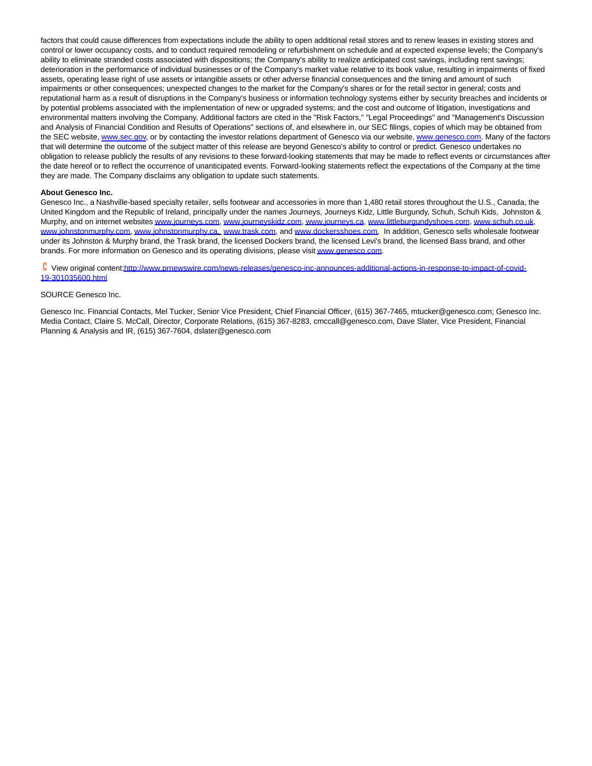factors that could cause differences from expectations include the ability to open additional retail stores and to renew leases in existing stores and control or lower occupancy costs, and to conduct required remodeling or refurbishment on schedule and at expected expense levels; the Company's ability to eliminate stranded costs associated with dispositions; the Company's ability to realize anticipated cost savings, including rent savings; deterioration in the performance of individual businesses or of the Company's market value relative to its book value, resulting in impairments of fixed assets, operating lease right of use assets or intangible assets or other adverse financial consequences and the timing and amount of such impairments or other consequences; unexpected changes to the market for the Company's shares or for the retail sector in general; costs and reputational harm as a result of disruptions in the Company's business or information technology systems either by security breaches and incidents or by potential problems associated with the implementation of new or upgraded systems; and the cost and outcome of litigation, investigations and environmental matters involving the Company. Additional factors are cited in the "Risk Factors," "Legal Proceedings" and "Management's Discussion and Analysis of Financial Condition and Results of Operations" sections of, and elsewhere in, our SEC filings, copies of which may be obtained from the SEC website, www.sec.gov, or by contacting the investor relations department of Genesco via our website, www.genesco.com. Many of the factors that will determine the outcome of the subject matter of this release are beyond Genesco's ability to control or predict. Genesco undertakes no obligation to release publicly the results of any revisions to these forward-looking statements that may be made to reflect events or circumstances after the date hereof or to reflect the occurrence of unanticipated events. Forward-looking statements reflect the expectations of the Company at the time they are made. The Company disclaims any obligation to update such statements.

**About Genesco Inc.**

Genesco Inc., a Nashville-based specialty retailer, sells footwear and accessories in more than 1,480 retail stores throughout the U.S., Canada, the United Kingdom and the Republic of Ireland, principally under the names Journeys, Journeys Kidz, Little Burgundy, Schuh, Schuh Kids, Johnston & Murphy, and on internet websites www.journeys.com, www.journeyskidz.com, www.journeys.ca, www.littleburgundyshoes.com, www.schuh.co.uk, www.johnstonmurphy.com, www.johnstonmurphy.ca, www.trask.com, and www.dockersshoes.com. In addition, Genesco sells wholesale footwear under its Johnston & Murphy brand, the Trask brand, the licensed Dockers brand, the licensed Levi's brand, the licensed Bass brand, and other brands. For more information on Genesco and its operating divisions, please visit www.genesco.com.

View original content:http://www.prnewswire.com/news-releases/genesco-inc-announces-additional-actions-in-response-to-impact-of-covid-19-301035600.html

SOURCE Genesco Inc.

Genesco Inc. Financial Contacts, Mel Tucker, Senior Vice President, Chief Financial Officer, (615) 367-7465, mtucker@genesco.com; Genesco Inc. Media Contact, Claire S. McCall, Director, Corporate Relations, (615) 367-8283, cmccall@genesco.com, Dave Slater, Vice President, Financial Planning & Analysis and IR, (615) 367-7604, dslater@genesco.com